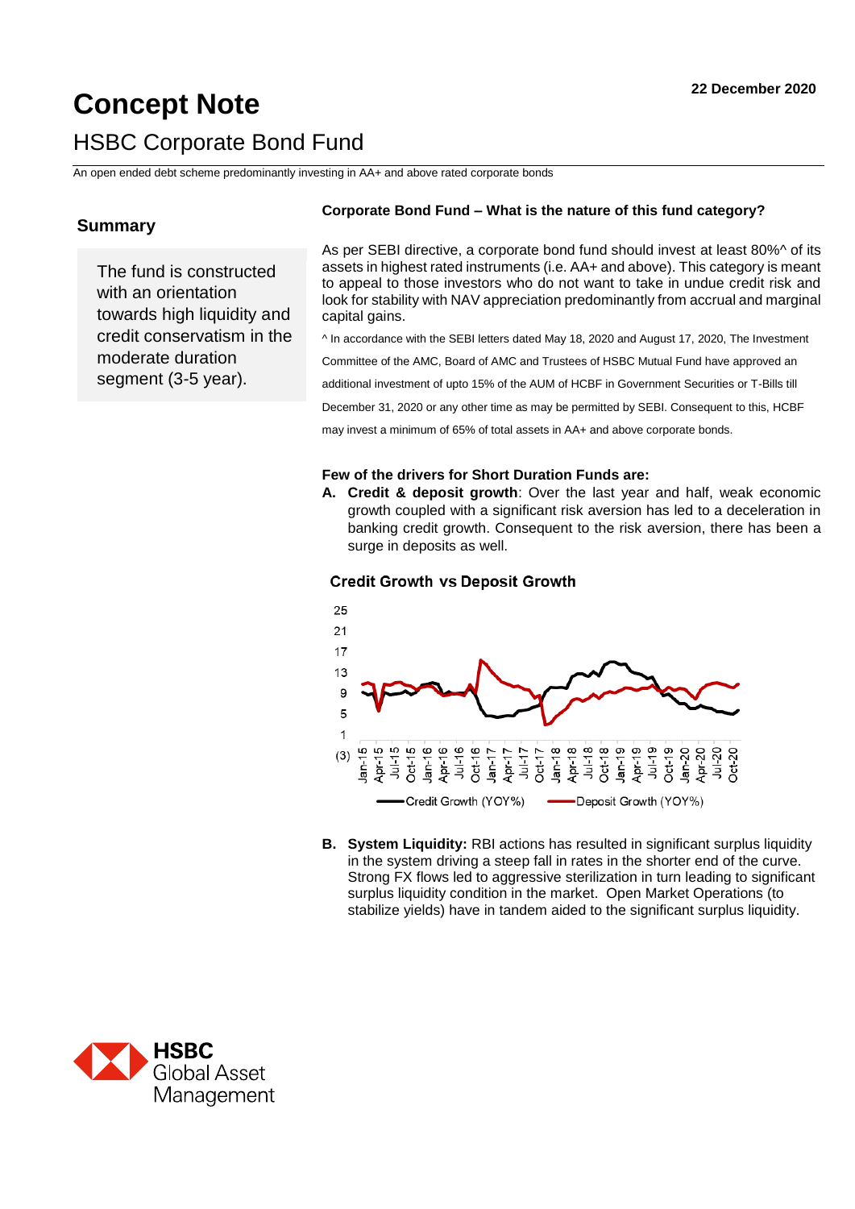22 December 2020

# Concept Note

## HSBC Corporate Bond Fund

An open ended debt scheme predominantly investing in AA+ and above rated corporate bonds

### Summary

The fund is constructed with an orientation towards high liquidity and credit conservatism in the moderate duration segment (3-5 year).

**Corporate Bond Fund – What is the nature of this fund category?**

As per SEBI directive, a corporate bond fund should invest at least 80%^ of its assets in highest rated instruments (i.e. AA+ and above). This category is meant to appeal to those investors who do not want to take in undue credit risk and look for stability with NAV appreciation predominantly from accrual and marginal capital gains.

^ In accordance with the SEBI letters dated May 18, 2020 and August 17, 2020, The Investment Committee of the AMC, Board of AMC and Trustees of HSBC Mutual Fund have approved an additional investment of upto 15% of the AUM of HCBF in Government Securities or T-Bills till December 31, 2020 or any other time as may be permitted by SEBI. Consequent to this, HCBF may invest a minimum of 65% of total assets in AA+ and above corporate bonds.

**Few of the drivers for Short Duration Funds are:**

**A. Credit & deposit growth**: Over the last year and half, weak economic growth coupled with a significant risk aversion has led to a deceleration in banking credit growth. Consequent to the risk aversion, there has been a surge in deposits as well.

**Credit Growth vs Deposit Growth**

Y-axis: 25, 21, 17, 13, 9, 5, 1, (3)

X-axis: Jan-15, Apr-15, Jul-15, Oct-15, Jan-16, Apr-16, Jul-16, Oct-16, Jan-17, Apr-17, Jul-17, Oct-17, Jan-18, Apr-18, Jul-18, Oct-18, Jan-19, Apr-19, Jul-19, Oct-19, Jan-20, Apr-20, Jul-20, Oct-20

Legend: Credit Growth (YOY%), Deposit Growth (YOY%)

**B. System Liquidity:** RBI actions has resulted in significant surplus liquidity in the system driving a steep fall in rates in the shorter end of the curve. Strong FX flows led to aggressive sterilization in turn leading to significant surplus liquidity condition in the market. Open Market Operations (to stabilize yields) have in tandem aided to the significant surplus liquidity.

HSBC Global Asset Management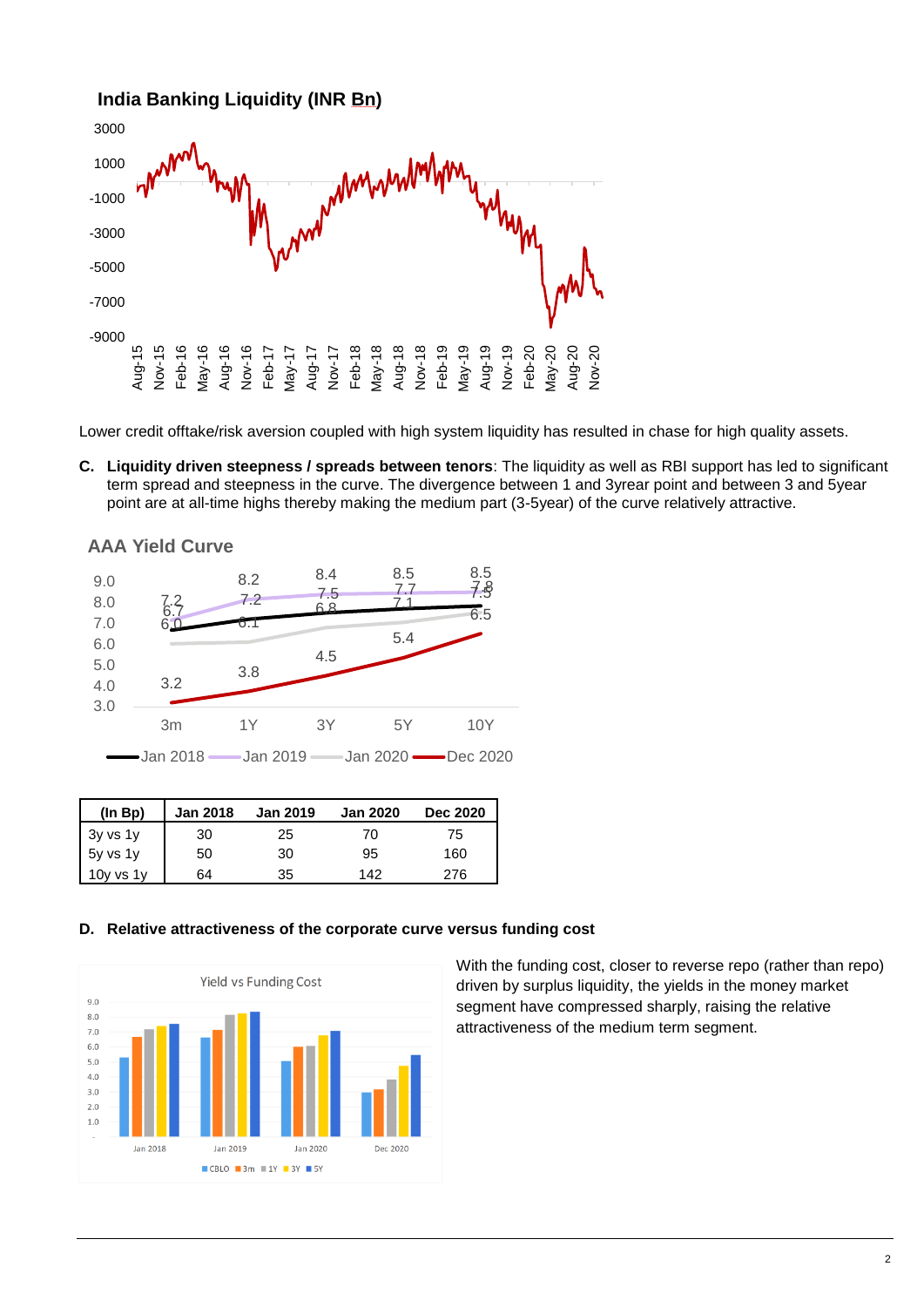**India Banking Liquidity (INR Bn)**

Lower credit offtake/risk aversion coupled with high system liquidity has resulted in chase for high quality assets.

C. **Liquidity driven steepness / spreads between tenors**: The liquidity as well as RBI support has led to significant term spread and steepness in the curve. The divergence between 1 and 3year point and between 3 and 5year point are at all-time highs thereby making the medium part (3-5year) of the curve relatively attractive.

**AAA Yield Curve**

| (In Bp) | Jan 2018 | Jan 2019 | Jan 2020 | Dec 2020 |
|---|---|---|---|---|
| 3y vs 1y | 30 | 25 | 70 | 75 |
| 5y vs 1y | 50 | 30 | 95 | 160 |
| 10y vs 1y | 64 | 35 | 142 | 276 |

D. **Relative attractiveness of the corporate curve versus funding cost**

Yield vs Funding Cost

With the funding cost, closer to reverse repo (rather than repo) driven by surplus liquidity, the yields in the money market segment have compressed sharply, raising the relative attractiveness of the medium term segment.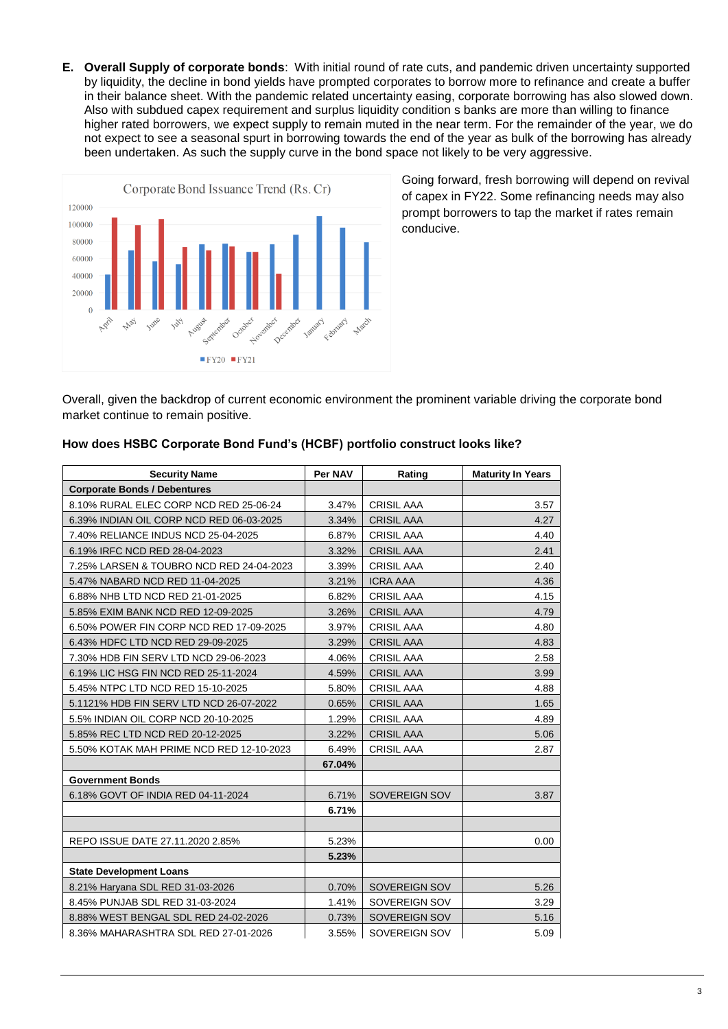**E. Overall Supply of corporate bonds**: With initial round of rate cuts, and pandemic driven uncertainty supported by liquidity, the decline in bond yields have prompted corporates to borrow more to refinance and create a buffer in their balance sheet. With the pandemic related uncertainty easing, corporate borrowing has also slowed down. Also with subdued capex requirement and surplus liquidity condition s banks are more than willing to finance higher rated borrowers, we expect supply to remain muted in the near term. For the remainder of the year, we do not expect to see a seasonal spurt in borrowing towards the end of the year as bulk of the borrowing has already been undertaken. As such the supply curve in the bond space not likely to be very aggressive.

Going forward, fresh borrowing will depend on revival of capex in FY22. Some refinancing needs may also prompt borrowers to tap the market if rates remain conducive.

Overall, given the backdrop of current economic environment the prominent variable driving the corporate bond market continue to remain positive.

**How does HSBC Corporate Bond Fund's (HCBF) portfolio construct looks like?**

| Security Name | Per NAV | Rating | Maturity In Years |
|---|---|---|---|
| **Corporate Bonds / Debentures** | | | |
| 8.10% RURAL ELEC CORP NCD RED 25-06-24 | 3.47% | CRISIL AAA | 3.57 |
| 6.39% INDIAN OIL CORP NCD RED 06-03-2025 | 3.34% | CRISIL AAA | 4.27 |
| 7.40% RELIANCE INDUS NCD 25-04-2025 | 6.87% | CRISIL AAA | 4.40 |
| 6.19% IRFC NCD RED 28-04-2023 | 3.32% | CRISIL AAA | 2.41 |
| 7.25% LARSEN & TOUBRO NCD RED 24-04-2023 | 3.39% | CRISIL AAA | 2.40 |
| 5.47% NABARD NCD RED 11-04-2025 | 3.21% | ICRA AAA | 4.36 |
| 6.88% NHB LTD NCD RED 21-01-2025 | 6.82% | CRISIL AAA | 4.15 |
| 5.85% EXIM BANK NCD RED 12-09-2025 | 3.26% | CRISIL AAA | 4.79 |
| 6.50% POWER FIN CORP NCD RED 17-09-2025 | 3.97% | CRISIL AAA | 4.80 |
| 6.43% HDFC LTD NCD RED 29-09-2025 | 3.29% | CRISIL AAA | 4.83 |
| 7.30% HDB FIN SERV LTD NCD 29-06-2023 | 4.06% | CRISIL AAA | 2.58 |
| 6.19% LIC HSG FIN NCD RED 25-11-2024 | 4.59% | CRISIL AAA | 3.99 |
| 5.45% NTPC LTD NCD RED 15-10-2025 | 5.80% | CRISIL AAA | 4.88 |
| 5.1121% HDB FIN SERV LTD NCD 26-07-2022 | 0.65% | CRISIL AAA | 1.65 |
| 5.5% INDIAN OIL CORP NCD 20-10-2025 | 1.29% | CRISIL AAA | 4.89 |
| 5.85% REC LTD NCD RED 20-12-2025 | 3.22% | CRISIL AAA | 5.06 |
| 5.50% KOTAK MAH PRIME NCD RED 12-10-2023 | 6.49% | CRISIL AAA | 2.87 |
| | **67.04%** | | |
| **Government Bonds** | | | |
| 6.18% GOVT OF INDIA RED 04-11-2024 | 6.71% | SOVEREIGN SOV | 3.87 |
| | **6.71%** | | |
| | | | |
| REPO ISSUE DATE 27.11.2020 2.85% | 5.23% | | 0.00 |
| | **5.23%** | | |
| **State Development Loans** | | | |
| 8.21% Haryana SDL RED 31-03-2026 | 0.70% | SOVEREIGN SOV | 5.26 |
| 8.45% PUNJAB SDL RED 31-03-2024 | 1.41% | SOVEREIGN SOV | 3.29 |
| 8.88% WEST BENGAL SDL RED 24-02-2026 | 0.73% | SOVEREIGN SOV | 5.16 |
| 8.36% MAHARASHTRA SDL RED 27-01-2026 | 3.55% | SOVEREIGN SOV | 5.09 |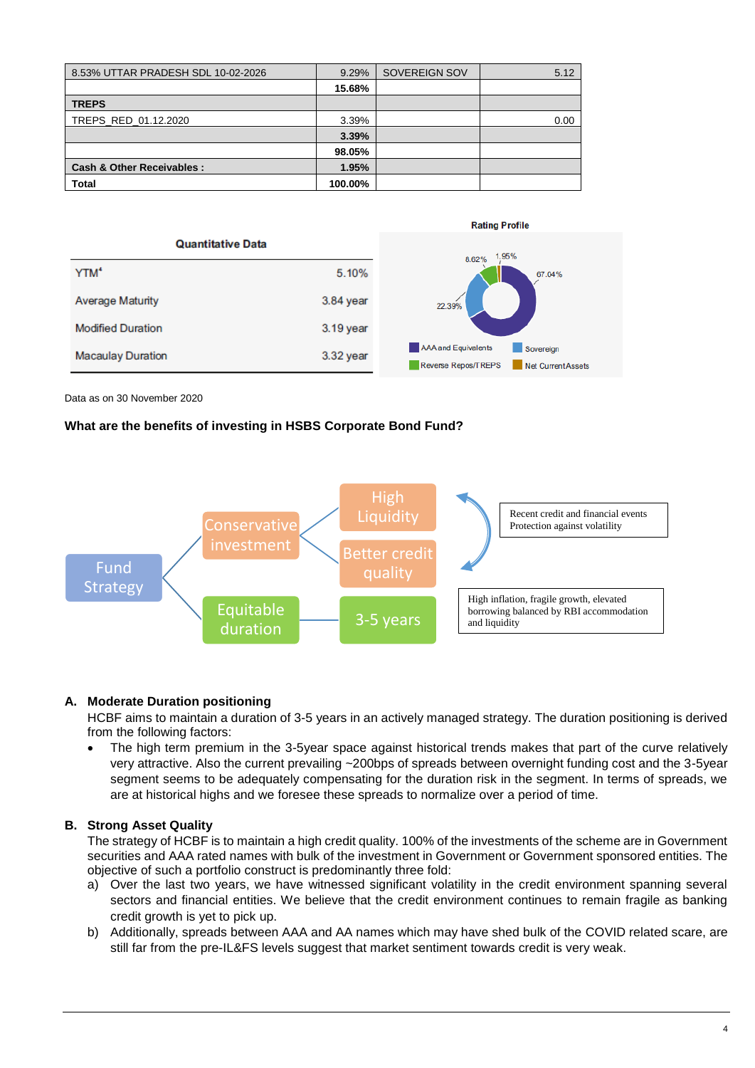| | | | |
|---|---|---|---|
| 8.53% UTTAR PRADESH SDL 10-02-2026 | 9.29% | SOVEREIGN SOV | 5.12 |
| | **15.68%** | | |
| **TREPS** | | | |
| TREPS_RED_01.12.2020 | 3.39% | | 0.00 |
| | **3.39%** | | |
| | **98.05%** | | |
| **Cash & Other Receivables :** | **1.95%** | | |
| **Total** | **100.00%** | | |

**Quantitative Data**

| | |
|---|---|
| YTM[4] | 5.10% |
| Average Maturity | 3.84 year |
| Modified Duration | 3.19 year |
| Macaulay Duration | 3.32 year |

**Rating Profile**

| Rating | % |
|---|---|
| AAA and Equivalents | 67.04% |
| Sovereign | 22.39% |
| Reverse Repos/TREPS | 8.62% |
| Net Current Assets | 1.95% |

Data as on 30 November 2020

**What are the benefits of investing in HSBS Corporate Bond Fund?**

Fund Strategy
- Conservative investment
  - High Liquidity
  - Better credit quality
- Equitable duration
  - 3-5 years

Recent credit and financial events Protection against volatility

High inflation, fragile growth, elevated borrowing cost balanced by RBI accommodation and liquidity

**A. Moderate Duration positioning**

HCBF aims to maintain a duration of 3-5 years in an actively managed strategy. The duration positioning is derived from the following factors:

- The high term premium in the 3-5year space against historical trends makes that part of the curve relatively very attractive. Also the current prevailing ~200bps of spreads between overnight funding cost and the 3-5year segment seems to be adequately compensating for the duration risk in the segment. In terms of spreads, we are at historical highs and we foresee these spreads to normalize over a period of time.

**B. Strong Asset Quality**

The strategy of HCBF is to maintain a high credit quality. 100% of the investments of the scheme are in Government securities and AAA rated names with bulk of the investment in Government or Government sponsored entities. The objective of such a portfolio construct is predominantly three fold:

a) Over the last two years, we have witnessed significant volatility in the credit environment spanning several sectors and financial entities. We believe that the credit environment continues to remain fragile as banking credit growth is yet to pick up.

b) Additionally, spreads between AAA and AA names which may have shed bulk of the COVID related scare, are still far from the pre-IL&FS levels suggest that market sentiment towards credit is very weak.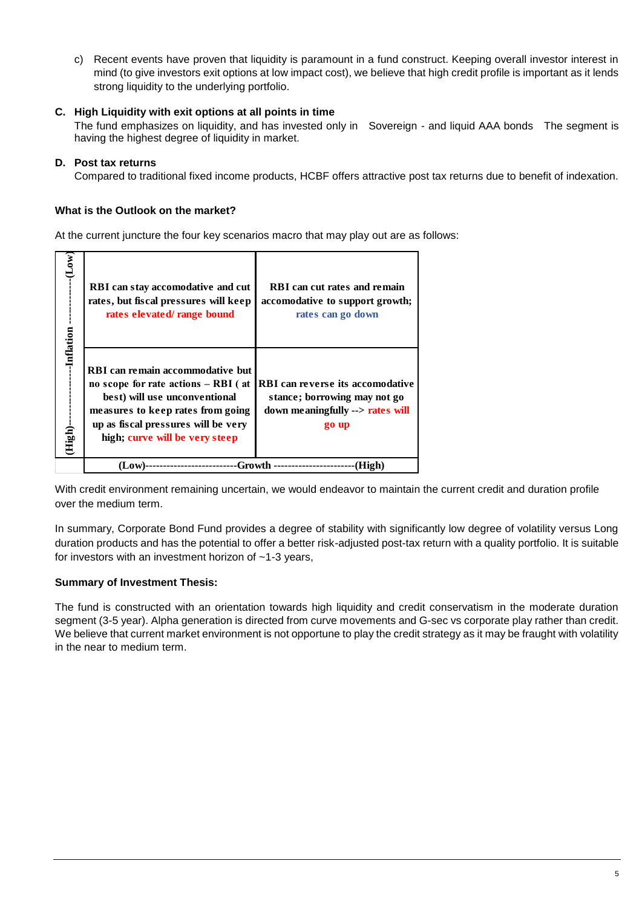c) Recent events have proven that liquidity is paramount in a fund construct. Keeping overall investor interest in mind (to give investors exit options at low impact cost), we believe that high credit profile is important as it lends strong liquidity to the underlying portfolio.

**C. High Liquidity with exit options at all points in time**

The fund emphasizes on liquidity, and has invested only in Sovereign - and liquid AAA bonds The segment is having the highest degree of liquidity in market.

**D. Post tax returns**

Compared to traditional fixed income products, HCBF offers attractive post tax returns due to benefit of indexation.

**What is the Outlook on the market?**

At the current juncture the four key scenarios macro that may play out as follows:

| (High)-------------Inflation -------------(Low) | | |
|---|---|---|
| (Low) | RBI can stay accomodative and cut rates, but fiscal pressures will keep rates elevated/ range bound | RBI can cut rates and remain accomodative to support growth; rates can go down |
| (High) | RBI can remain accommodative but no scope for rate actions – RBI ( at best) will use unconventional measures to keep rates from going up as fiscal pressures will be very high; curve will be very steep | RBI can reverse its accomodative stance; borrowing may not go down meaningfully --> rates will go up |
| | (Low)-------------------------Growth ---------------------- | (High) |

With credit environment remaining uncertain, we would endeavor to maintain the current credit and duration profile over the medium term.

In summary, Corporate Bond Fund provides a degree of stability with significantly low degree of volatility versus Long duration products and has the potential to offer a better risk-adjusted post-tax return with a quality portfolio. It is suitable for investors with an investment horizon of ~1-3 years,

**Summary of Investment Thesis:**

The fund is constructed with an orientation towards high liquidity and credit conservatism in the moderate duration segment (3-5 year). Alpha generation is directed from curve movements and G-sec vs corporate play rather than credit. We believe that current market environment is not opportune to play the credit strategy as it may be fraught with volatility in the near to medium term.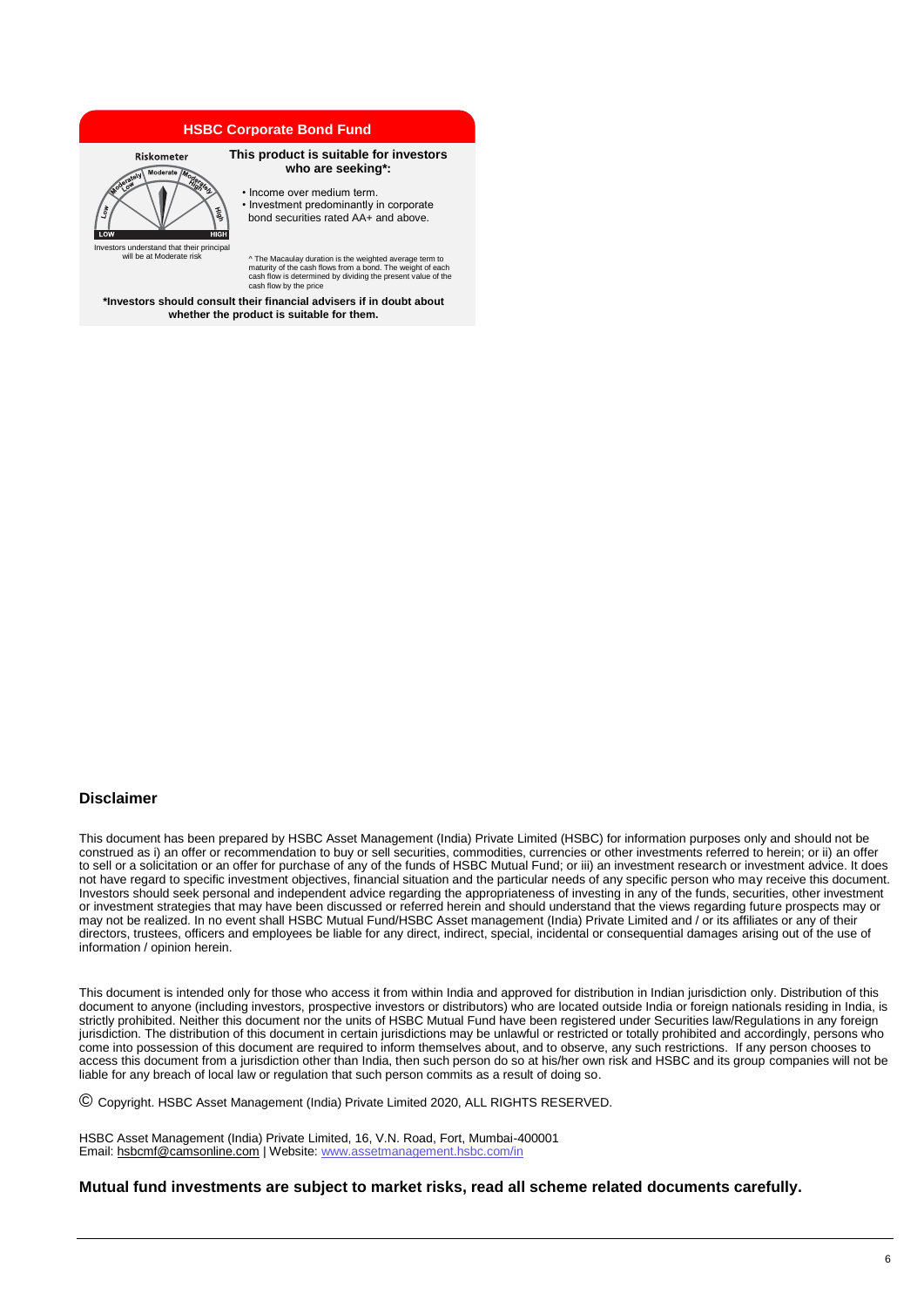## HSBC Corporate Bond Fund

Riskometer

LOW HIGH

Investors understand that their principal will be at Moderate risk

**This product is suitable for investors who are seeking*:**

- Income over medium term.
- Investment predominantly in corporate bond securities rated AA+ and above.

^ The Macaulay duration is the weighted average term to maturity of the cash flows from a bond. The weight of each cash flow is determined by dividing the present value of the cash flow by the price

***Investors should consult their financial advisers if in doubt about whether the product is suitable for them.**

### Disclaimer

This document has been prepared by HSBC Asset Management (India) Private Limited (HSBC) for information purposes only and should not be construed as i) an offer or recommendation to buy or sell securities, commodities, currencies or other investments referred to herein; or ii) an offer to sell or a solicitation or an offer for purchase of any of the funds of HSBC Mutual Fund; or iii) an investment research or investment advice. It does not have regard to specific investment objectives, financial situation and the particular needs of any specific person who may receive this document. Investors should seek personal and independent advice regarding the appropriateness of investing in any of the funds, securities, other investment or investment strategies that may have been discussed or referred herein and should understand that the views regarding future prospects may or may not be realized. In no event shall HSBC Mutual Fund/HSBC Asset management (India) Private Limited and / or its affiliates or any of their directors, trustees, officers and employees be liable for any direct, indirect, special, incidental or consequential damages arising out of the use of information / opinion herein.

This document is intended only for those who access it from within India and approved for distribution in Indian jurisdiction only. Distribution of this document to anyone (including investors, prospective investors or distributors) who are located outside India or foreign nationals residing in India, is strictly prohibited. Neither this document nor the units of HSBC Mutual Fund have been registered under Securities law/Regulations in any foreign jurisdiction. The distribution of this document in certain jurisdictions may be unlawful or restricted or totally prohibited and accordingly, persons who come into possession of this document are required to inform themselves about, and to observe, any such restrictions. If any person chooses to access this document from a jurisdiction other than India, then such person do so at his/her own risk and HSBC and its group companies will not be liable for any breach of local law or regulation that such person commits as a result of doing so.

© Copyright. HSBC Asset Management (India) Private Limited 2020, ALL RIGHTS RESERVED.

HSBC Asset Management (India) Private Limited, 16, V.N. Road, Fort, Mumbai-400001
Email: hsbcmf@camsonline.com | Website: www.assetmanagement.hsbc.com/in

**Mutual fund investments are subject to market risks, read all scheme related documents carefully.**